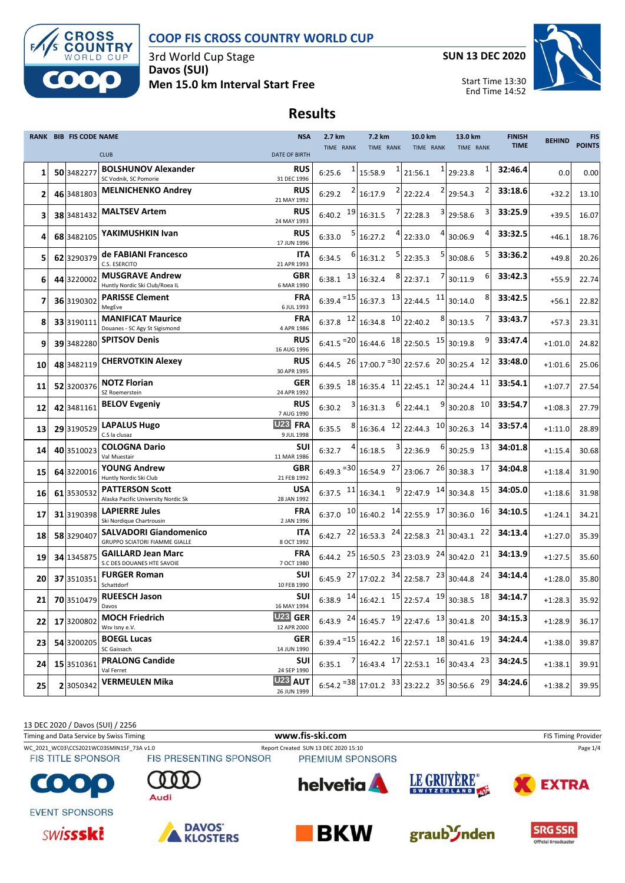# COOP FIS CROSS COUNTRY WORLD CUP

3rd World Cup Stage
**Davos (SUI)**
**Men 15.0 km Interval Start Free**

**SUN 13 DEC 2020**

Start Time 13:30
End Time 14:52

## Results

| RANK | BIB | FIS CODE | NAME / CLUB | NSA / DATE OF BIRTH | 2.7 km TIME | RANK | 7.2 km TIME | RANK | 10.0 km TIME | RANK | 13.0 km TIME | RANK | FINISH TIME | BEHIND | FIS POINTS |
|---|---|---|---|---|---|---|---|---|---|---|---|---|---|---|---|
| 1 | 50 | 3482277 | **BOLSHUNOV Alexander** SC Vodnik, SC Pomorie | RUS 31 DEC 1996 | 6:25.6 | 1 | 15:58.9 | 1 | 21:56.1 | 1 | 29:23.8 | 1 | 32:46.4 | 0.0 | 0.00 |
| 2 | 46 | 3481803 | **MELNICHENKO Andrey** | RUS 21 MAY 1992 | 6:29.2 | 2 | 16:17.9 | 2 | 22:22.4 | 2 | 29:54.3 | 2 | 33:18.6 | +32.2 | 13.10 |
| 3 | 38 | 3481432 | **MALTSEV Artem** | RUS 24 MAY 1993 | 6:40.2 | 19 | 16:31.5 | 7 | 22:28.3 | 3 | 29:58.6 | 3 | 33:25.9 | +39.5 | 16.07 |
| 4 | 68 | 3482105 | **YAKIMUSHKIN Ivan** | RUS 17 JUN 1996 | 6:33.0 | 5 | 16:27.2 | 4 | 22:33.0 | 4 | 30:06.9 | 4 | 33:32.5 | +46.1 | 18.76 |
| 5 | 62 | 3290379 | **de FABIANI Francesco** C.S. ESERCITO | ITA 21 APR 1993 | 6:34.5 | 6 | 16:31.2 | 5 | 22:35.3 | 5 | 30:08.6 | 5 | 33:36.2 | +49.8 | 20.26 |
| 6 | 44 | 3220002 | **MUSGRAVE Andrew** Huntly Nordic Ski Club/Roea IL | GBR 6 MAR 1990 | 6:38.1 | 13 | 16:32.4 | 8 | 22:37.1 | 7 | 30:11.9 | 6 | 33:42.3 | +55.9 | 22.74 |
| 7 | 36 | 3190302 | **PARISSE Clement** MegEve | FRA 6 JUL 1993 | 6:39.4 | =15 | 16:37.3 | 13 | 22:44.5 | 11 | 30:14.0 | 8 | 33:42.5 | +56.1 | 22.82 |
| 8 | 33 | 3190111 | **MANIFICAT Maurice** Douanes - SC Agy St Sigismond | FRA 4 APR 1986 | 6:37.8 | 12 | 16:34.8 | 10 | 22:40.2 | 8 | 30:13.5 | 7 | 33:43.7 | +57.3 | 23.31 |
| 9 | 39 | 3482280 | **SPITSOV Denis** | RUS 16 AUG 1996 | 6:41.5 | =20 | 16:44.6 | 18 | 22:50.5 | 15 | 30:19.8 | 9 | 33:47.4 | +1:01.0 | 24.82 |
| 10 | 48 | 3482119 | **CHERVOTKIN Alexey** | RUS 30 APR 1995 | 6:44.5 | 26 | 17:00.7 | =30 | 22:57.6 | 20 | 30:25.4 | 12 | 33:48.0 | +1:01.6 | 25.06 |
| 11 | 52 | 3200376 | **NOTZ Florian** SZ Roemerstein | GER 24 APR 1992 | 6:39.5 | 18 | 16:35.4 | 11 | 22:45.1 | 12 | 30:24.4 | 11 | 33:54.1 | +1:07.7 | 27.54 |
| 12 | 42 | 3481161 | **BELOV Evgeniy** | RUS 7 AUG 1990 | 6:30.2 | 3 | 16:31.3 | 6 | 22:44.1 | 9 | 30:20.8 | 10 | 33:54.7 | +1:08.3 | 27.79 |
| 13 | 29 | 3190529 | **LAPALUS Hugo** C.S la clusaz | U23 FRA 9 JUL 1998 | 6:35.5 | 8 | 16:36.4 | 12 | 22:44.3 | 10 | 30:26.3 | 14 | 33:57.4 | +1:11.0 | 28.89 |
| 14 | 40 | 3510023 | **COLOGNA Dario** Val Muestair | SUI 11 MAR 1986 | 6:32.7 | 4 | 16:18.5 | 3 | 22:36.9 | 6 | 30:25.9 | 13 | 34:01.8 | +1:15.4 | 30.68 |
| 15 | 64 | 3220016 | **YOUNG Andrew** Huntly Nordic Ski Club | GBR 21 FEB 1992 | 6:49.3 | =30 | 16:54.9 | 27 | 23:06.7 | 26 | 30:38.3 | 17 | 34:04.8 | +1:18.4 | 31.90 |
| 16 | 61 | 3530532 | **PATTERSON Scott** Alaska Pacific University Nordic Sk | USA 28 JAN 1992 | 6:37.5 | 11 | 16:34.1 | 9 | 22:47.9 | 14 | 30:34.8 | 15 | 34:05.0 | +1:18.6 | 31.98 |
| 17 | 31 | 3190398 | **LAPIERRE Jules** Ski Nordique Chartrousin | FRA 2 JAN 1996 | 6:37.0 | 10 | 16:40.2 | 14 | 22:55.9 | 17 | 30:36.0 | 16 | 34:10.5 | +1:24.1 | 34.21 |
| 18 | 58 | 3290407 | **SALVADORI Giandomenico** GRUPPO SCIATORI FIAMME GIALLE | ITA 8 OCT 1992 | 6:42.7 | 22 | 16:53.3 | 24 | 22:58.3 | 21 | 30:43.1 | 22 | 34:13.4 | +1:27.0 | 35.39 |
| 19 | 34 | 1345875 | **GAILLARD Jean Marc** S.C DES DOUANES HTE SAVOIE | FRA 7 OCT 1980 | 6:44.2 | 25 | 16:50.5 | 23 | 23:03.9 | 24 | 30:42.0 | 21 | 34:13.9 | +1:27.5 | 35.60 |
| 20 | 37 | 3510351 | **FURGER Roman** Schattdorf | SUI 10 FEB 1990 | 6:45.9 | 27 | 17:02.2 | 34 | 22:58.7 | 23 | 30:44.8 | 24 | 34:14.4 | +1:28.0 | 35.80 |
| 21 | 70 | 3510479 | **RUEESCH Jason** Davos | SUI 16 MAY 1994 | 6:38.9 | 14 | 16:42.1 | 15 | 22:57.4 | 19 | 30:38.5 | 18 | 34:14.7 | +1:28.3 | 35.92 |
| 22 | 17 | 3200802 | **MOCH Friedrich** Wsv Isny e.V. | U23 GER 12 APR 2000 | 6:43.9 | 24 | 16:45.7 | 19 | 22:47.6 | 13 | 30:41.8 | 20 | 34:15.3 | +1:28.9 | 36.17 |
| 23 | 54 | 3200205 | **BOEGL Lucas** SC Gaissach | GER 14 JUN 1990 | 6:39.4 | =15 | 16:42.2 | 16 | 22:57.1 | 18 | 30:41.6 | 19 | 34:24.4 | +1:38.0 | 39.87 |
| 24 | 15 | 3510361 | **PRALONG Candide** Val Ferret | SUI 24 SEP 1990 | 6:35.1 | 7 | 16:43.4 | 17 | 22:53.1 | 16 | 30:43.4 | 23 | 34:24.5 | +1:38.1 | 39.91 |
| 25 | 2 | 3050342 | **VERMEULEN Mika** | U23 AUT 26 JUN 1999 | 6:54.2 | =38 | 17:01.2 | 33 | 23:22.2 | 35 | 30:56.6 | 29 | 34:24.6 | +1:38.2 | 39.95 |

13 DEC 2020 / Davos (SUI) / 2256
Timing and Data Service by Swiss Timing
www.fis-ski.com
FIS Timing Provider
WC_2021_WC03\CCS2021WC03SMIN15F_73A v1.0
Report Created SUN 13 DEC 2020 15:10

FIS TITLE SPONSOR: coop
FIS PRESENTING SPONSOR: Audi
PREMIUM SPONSORS: helvetia, LE GRUYÈRE SWITZERLAND AOP, EXTRA
EVENT SPONSORS: swissski, DAVOS KLOSTERS, BKW, graubünden, SRG SSR Official Broadcaster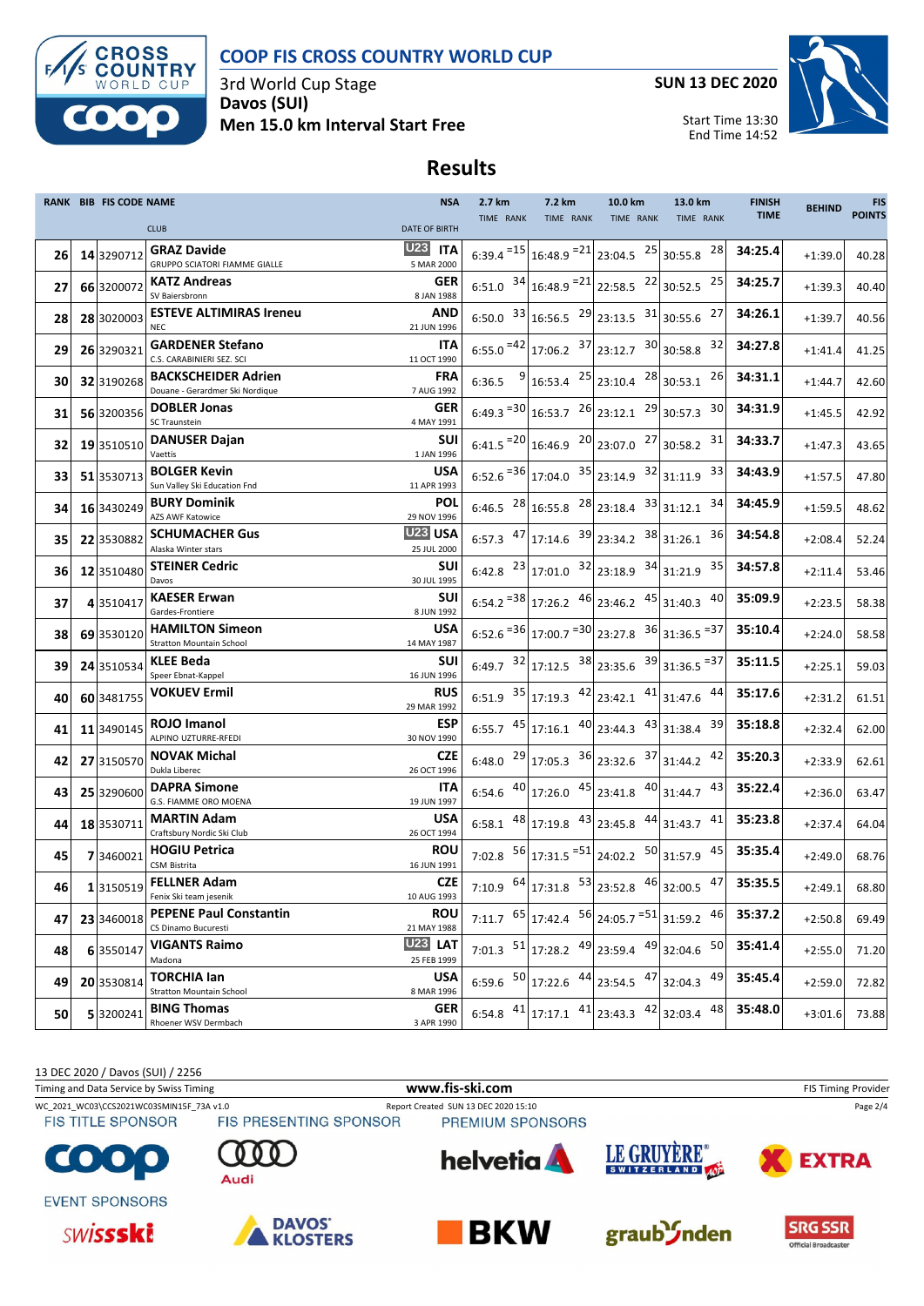# COOP FIS CROSS COUNTRY WORLD CUP

3rd World Cup Stage
**Davos (SUI)**
**Men 15.0 km Interval Start Free**

**SUN 13 DEC 2020**

Start Time 13:30
End Time 14:52

## Results

| RANK | BIB | FIS CODE | NAME / CLUB | NSA / DATE OF BIRTH | 2.7 km TIME | RANK | 7.2 km TIME | RANK | 10.0 km TIME | RANK | 13.0 km TIME | RANK | FINISH TIME | BEHIND | FIS POINTS |
|---|---|---|---|---|---|---|---|---|---|---|---|---|---|---|---|
| 26 | 14 | 3290712 | **GRAZ Davide** GRUPPO SCIATORI FIAMME GIALLE | U23 **ITA** 5 MAR 2000 | 6:39.4 | =15 | 16:48.9 | =21 | 23:04.5 | 25 | 30:55.8 | 28 | **34:25.4** | +1:39.0 | 40.28 |
| 27 | 66 | 3200072 | **KATZ Andreas** SV Baiersbronn | **GER** 8 JAN 1988 | 6:51.0 | 34 | 16:48.9 | =21 | 22:58.5 | 22 | 30:52.5 | 25 | **34:25.7** | +1:39.3 | 40.40 |
| 28 | 28 | 3020003 | **ESTEVE ALTIMIRAS Ireneu** NEC | **AND** 21 JUN 1996 | 6:50.0 | 33 | 16:56.5 | 29 | 23:13.5 | 31 | 30:55.6 | 27 | **34:26.1** | +1:39.7 | 40.56 |
| 29 | 26 | 3290321 | **GARDENER Stefano** C.S. CARABINIERI SEZ. SCI | **ITA** 11 OCT 1990 | 6:55.0 | =42 | 17:06.2 | 37 | 23:12.7 | 30 | 30:58.8 | 32 | **34:27.8** | +1:41.4 | 41.25 |
| 30 | 32 | 3190268 | **BACKSCHEIDER Adrien** Douane - Gerardmer Ski Nordique | **FRA** 7 AUG 1992 | 6:36.5 | 9 | 16:53.4 | 25 | 23:10.4 | 28 | 30:53.1 | 26 | **34:31.1** | +1:44.7 | 42.60 |
| 31 | 56 | 3200356 | **DOBLER Jonas** SC Traunstein | **GER** 4 MAY 1991 | 6:49.3 | =30 | 16:53.7 | 26 | 23:12.1 | 29 | 30:57.3 | 30 | **34:31.9** | +1:45.5 | 42.92 |
| 32 | 19 | 3510510 | **DANUSER Dajan** Vaettis | **SUI** 1 JAN 1996 | 6:41.5 | =20 | 16:46.9 | 20 | 23:07.0 | 27 | 30:58.2 | 31 | **34:33.7** | +1:47.3 | 43.65 |
| 33 | 51 | 3530713 | **BOLGER Kevin** Sun Valley Ski Education Fnd | **USA** 11 APR 1993 | 6:52.6 | =36 | 17:04.0 | 35 | 23:14.9 | 32 | 31:11.9 | 33 | **34:43.9** | +1:57.5 | 47.80 |
| 34 | 16 | 3430249 | **BURY Dominik** AZS AWF Katowice | **POL** 29 NOV 1996 | 6:46.5 | 28 | 16:55.8 | 28 | 23:18.4 | 33 | 31:12.1 | 34 | **34:45.9** | +1:59.5 | 48.62 |
| 35 | 22 | 3530882 | **SCHUMACHER Gus** Alaska Winter stars | U23 **USA** 25 JUL 2000 | 6:57.3 | 47 | 17:14.6 | 39 | 23:34.2 | 38 | 31:26.1 | 36 | **34:54.8** | +2:08.4 | 52.24 |
| 36 | 12 | 3510480 | **STEINER Cedric** Davos | **SUI** 30 JUL 1995 | 6:42.8 | 23 | 17:01.0 | 32 | 23:18.9 | 34 | 31:21.9 | 35 | **34:57.8** | +2:11.4 | 53.46 |
| 37 | 4 | 3510417 | **KAESER Erwan** Gardes-Frontiere | **SUI** 8 JUN 1992 | 6:54.2 | =38 | 17:26.2 | 46 | 23:46.2 | 45 | 31:40.3 | 40 | **35:09.9** | +2:23.5 | 58.38 |
| 38 | 69 | 3530120 | **HAMILTON Simeon** Stratton Mountain School | **USA** 14 MAY 1987 | 6:52.6 | =36 | 17:00.7 | =30 | 23:27.8 | 36 | 31:36.5 | =37 | **35:10.4** | +2:24.0 | 58.58 |
| 39 | 24 | 3510534 | **KLEE Beda** Speer Ebnat-Kappel | **SUI** 16 JUN 1996 | 6:49.7 | 32 | 17:12.5 | 38 | 23:35.6 | 39 | 31:36.5 | =37 | **35:11.5** | +2:25.1 | 59.03 |
| 40 | 60 | 3481755 | **VOKUEV Ermil** | **RUS** 29 MAR 1992 | 6:51.9 | 35 | 17:19.3 | 42 | 23:42.1 | 41 | 31:47.6 | 44 | **35:17.6** | +2:31.2 | 61.51 |
| 41 | 11 | 3490145 | **ROJO Imanol** ALPINO UZTURRE-RFEDI | **ESP** 30 NOV 1990 | 6:55.7 | 45 | 17:16.1 | 40 | 23:44.3 | 43 | 31:38.4 | 39 | **35:18.8** | +2:32.4 | 62.00 |
| 42 | 27 | 3150570 | **NOVAK Michal** Dukla Liberec | **CZE** 26 OCT 1996 | 6:48.0 | 29 | 17:05.3 | 36 | 23:32.6 | 37 | 31:44.2 | 42 | **35:20.3** | +2:33.9 | 62.61 |
| 43 | 25 | 3290600 | **DAPRA Simone** G.S. FIAMME ORO MOENA | **ITA** 19 JUN 1997 | 6:54.6 | 40 | 17:26.0 | 45 | 23:41.8 | 40 | 31:44.7 | 43 | **35:22.4** | +2:36.0 | 63.47 |
| 44 | 18 | 3530711 | **MARTIN Adam** Craftsbury Nordic Ski Club | **USA** 26 OCT 1994 | 6:58.1 | 48 | 17:19.8 | 43 | 23:45.8 | 44 | 31:43.7 | 41 | **35:23.8** | +2:37.4 | 64.04 |
| 45 | 7 | 3460021 | **HOGIU Petrica** CSM Bistrita | **ROU** 16 JUN 1991 | 7:02.8 | 56 | 17:31.5 | =51 | 24:02.2 | 50 | 31:57.9 | 45 | **35:35.4** | +2:49.0 | 68.76 |
| 46 | 1 | 3150519 | **FELLNER Adam** Fenix Ski team jesenik | **CZE** 10 AUG 1993 | 7:10.9 | 64 | 17:31.8 | 53 | 23:52.8 | 46 | 32:00.5 | 47 | **35:35.5** | +2:49.1 | 68.80 |
| 47 | 23 | 3460018 | **PEPENE Paul Constantin** CS Dinamo Bucuresti | **ROU** 21 MAY 1988 | 7:11.7 | 65 | 17:42.4 | 56 | 24:05.7 | =51 | 31:59.2 | 46 | **35:37.2** | +2:50.8 | 69.49 |
| 48 | 6 | 3550147 | **VIGANTS Raimo** Madona | U23 **LAT** 25 FEB 1999 | 7:01.3 | 51 | 17:28.2 | 49 | 23:59.4 | 49 | 32:04.6 | 50 | **35:41.4** | +2:55.0 | 71.20 |
| 49 | 20 | 3530814 | **TORCHIA Ian** Stratton Mountain School | **USA** 8 MAR 1996 | 6:59.6 | 50 | 17:22.6 | 44 | 23:54.5 | 47 | 32:04.3 | 49 | **35:45.4** | +2:59.0 | 72.82 |
| 50 | 5 | 3200241 | **BING Thomas** Rhoener WSV Dermbach | **GER** 3 APR 1990 | 6:54.8 | 41 | 17:17.1 | 41 | 23:43.3 | 42 | 32:03.4 | 48 | **35:48.0** | +3:01.6 | 73.88 |

13 DEC 2020 / Davos (SUI) / 2256

Timing and Data Service by Swiss Timing — www.fis-ski.com — FIS Timing Provider

WC_2021_WC03\CCS2021WC03SMIN15F_73A v1.0 — Report Created SUN 13 DEC 2020 15:10

FIS TITLE SPONSOR: COOP — FIS PRESENTING SPONSOR: Audi — PREMIUM SPONSORS: helvetia, LE GRUYÈRE SWITZERLAND AOP, EXTRA

EVENT SPONSORS: swissski, DAVOS KLOSTERS, BKW, graubünden, SRG SSR Official Broadcaster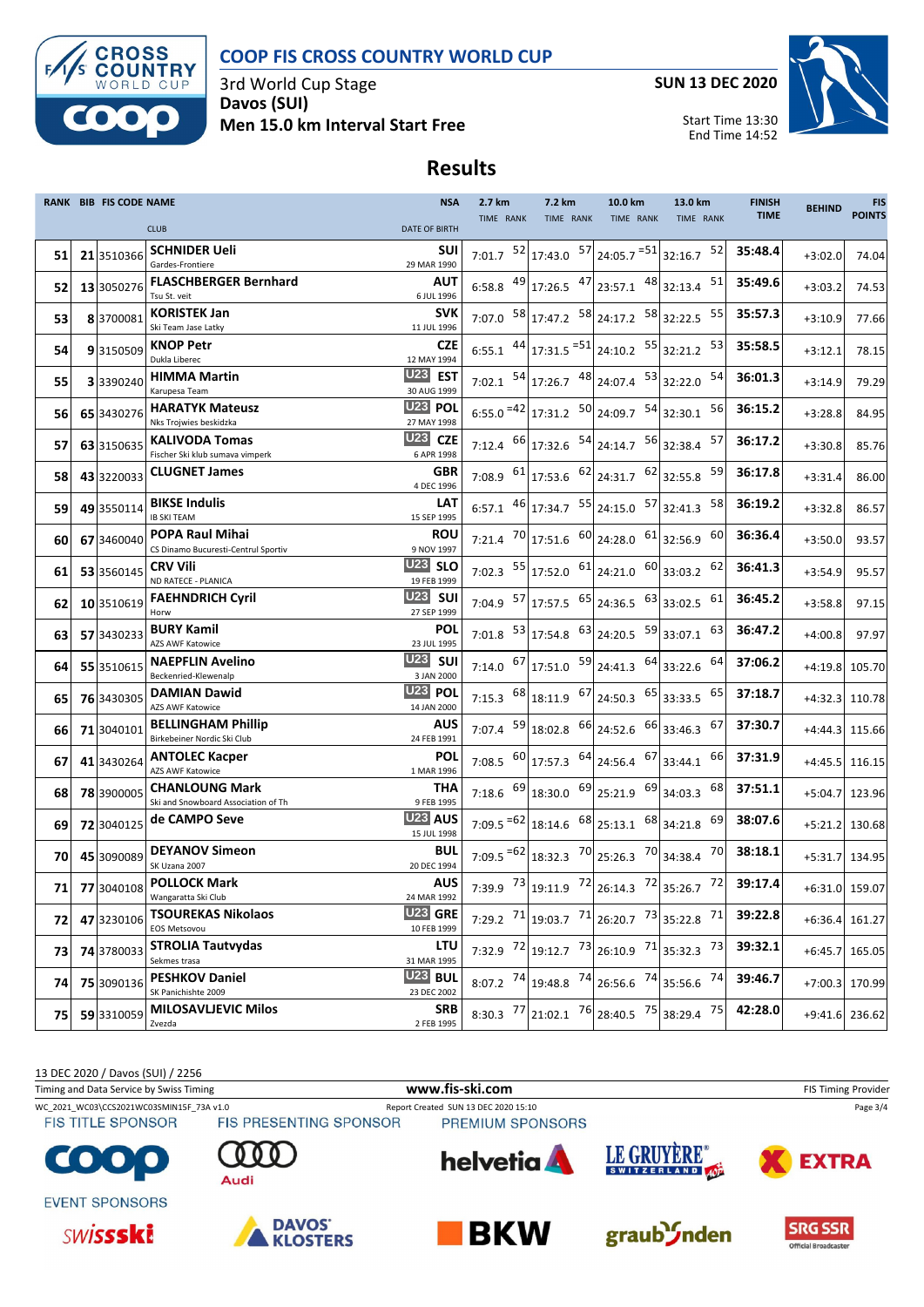# COOP FIS CROSS COUNTRY WORLD CUP

3rd World Cup Stage
**Davos (SUI)**
**Men 15.0 km Interval Start Free**

**SUN 13 DEC 2020**

Start Time 13:30
End Time 14:52

## Results

| RANK | BIB | FIS CODE | NAME / CLUB | NSA / DATE OF BIRTH | 2.7 km TIME | RANK | 7.2 km TIME | RANK | 10.0 km TIME | RANK | 13.0 km TIME | RANK | FINISH TIME | BEHIND | FIS POINTS |
|---|---|---|---|---|---|---|---|---|---|---|---|---|---|---|---|
| 51 | 21 | 3510366 | **SCHNIDER Ueli** Gardes-Frontiere | SUI 29 MAR 1990 | 7:01.7 | 52 | 17:43.0 | 57 | 24:05.7 | =51 | 32:16.7 | 52 | 35:48.4 | +3:02.0 | 74.04 |
| 52 | 13 | 3050276 | **FLASCHBERGER Bernhard** Tsu St. veit | AUT 6 JUL 1996 | 6:58.8 | 49 | 17:26.5 | 47 | 23:57.1 | 48 | 32:13.4 | 51 | 35:49.6 | +3:03.2 | 74.53 |
| 53 | 8 | 3700081 | **KORISTEK Jan** Ski Team Jase Latky | SVK 11 JUL 1996 | 7:07.0 | 58 | 17:47.2 | 58 | 24:17.2 | 58 | 32:22.5 | 55 | 35:57.3 | +3:10.9 | 77.66 |
| 54 | 9 | 3150509 | **KNOP Petr** Dukla Liberec | CZE 12 MAY 1994 | 6:55.1 | 44 | 17:31.5 | =51 | 24:10.2 | 55 | 32:21.2 | 53 | 35:58.5 | +3:12.1 | 78.15 |
| 55 | 3 | 3390240 | **HIMMA Martin** Karupesa Team | U23 EST 30 AUG 1999 | 7:02.1 | 54 | 17:26.7 | 48 | 24:07.4 | 53 | 32:22.0 | 54 | 36:01.3 | +3:14.9 | 79.29 |
| 56 | 65 | 3430276 | **HARATYK Mateusz** Nks Trojwies beskidzka | U23 POL 27 MAY 1998 | 6:55.0 | =42 | 17:31.2 | 50 | 24:09.7 | 54 | 32:30.1 | 56 | 36:15.2 | +3:28.8 | 84.95 |
| 57 | 63 | 3150635 | **KALIVODA Tomas** Fischer Ski klub sumava vimperk | U23 CZE 6 APR 1998 | 7:12.4 | 66 | 17:32.6 | 54 | 24:14.7 | 56 | 32:38.4 | 57 | 36:17.2 | +3:30.8 | 85.76 |
| 58 | 43 | 3220033 | **CLUGNET James** | GBR 4 DEC 1996 | 7:08.9 | 61 | 17:53.6 | 62 | 24:31.7 | 62 | 32:55.8 | 59 | 36:17.8 | +3:31.4 | 86.00 |
| 59 | 49 | 3550114 | **BIKSE Indulis** IB SKI TEAM | LAT 15 SEP 1995 | 6:57.1 | 46 | 17:34.7 | 55 | 24:15.0 | 57 | 32:41.3 | 58 | 36:19.2 | +3:32.8 | 86.57 |
| 60 | 67 | 3460040 | **POPA Raul Mihai** CS Dinamo Bucuresti-Central Sportiv | ROU 9 NOV 1997 | 7:21.4 | 70 | 17:51.6 | 60 | 24:28.0 | 61 | 32:56.9 | 60 | 36:36.4 | +3:50.0 | 93.57 |
| 61 | 53 | 3560145 | **CRV Vili** ND RATECE - PLANICA | U23 SLO 19 FEB 1999 | 7:02.3 | 55 | 17:52.0 | 61 | 24:21.0 | 60 | 33:03.2 | 62 | 36:41.3 | +3:54.9 | 95.57 |
| 62 | 10 | 3510619 | **FAEHNDRICH Cyril** Horw | U23 SUI 27 SEP 1999 | 7:04.9 | 57 | 17:57.5 | 65 | 24:36.5 | 63 | 33:02.5 | 61 | 36:45.2 | +3:58.8 | 97.15 |
| 63 | 57 | 3430233 | **BURY Kamil** AZS AWF Katowice | POL 23 JUL 1995 | 7:01.8 | 53 | 17:54.8 | 63 | 24:20.5 | 59 | 33:07.1 | 63 | 36:47.2 | +4:00.8 | 97.97 |
| 64 | 55 | 3510615 | **NAEPFLIN Avelino** Beckenried-Klewenalp | U23 SUI 3 JAN 2000 | 7:14.0 | 67 | 17:51.0 | 59 | 24:41.3 | 64 | 33:22.6 | 64 | 37:06.2 | +4:19.8 | 105.70 |
| 65 | 76 | 3430305 | **DAMIAN Dawid** AZS AWF Katowice | U23 POL 14 JAN 2000 | 7:15.3 | 68 | 18:11.9 | 67 | 24:50.3 | 65 | 33:33.5 | 65 | 37:18.7 | +4:32.3 | 110.78 |
| 66 | 71 | 3040101 | **BELLINGHAM Phillip** Birkebeiner Nordic Ski Club | AUS 24 FEB 1991 | 7:07.4 | 59 | 18:02.8 | 66 | 24:52.6 | 66 | 33:46.3 | 67 | 37:30.7 | +4:44.3 | 115.66 |
| 67 | 41 | 3430264 | **ANTOLEC Kacper** AZS AWF Katowice | POL 1 MAR 1996 | 7:08.5 | 60 | 17:57.3 | 64 | 24:56.4 | 67 | 33:44.1 | 66 | 37:31.9 | +4:45.5 | 116.15 |
| 68 | 78 | 3900005 | **CHANLOUNG Mark** Ski and Snowboard Association of Th | THA 9 FEB 1995 | 7:18.6 | 69 | 18:30.0 | 69 | 25:21.9 | 69 | 34:03.3 | 68 | 37:51.1 | +5:04.7 | 123.96 |
| 69 | 72 | 3040125 | **de CAMPO Seve** | U23 AUS 15 JUL 1998 | 7:09.5 | =62 | 18:14.6 | 68 | 25:13.1 | 68 | 34:21.8 | 69 | 38:07.6 | +5:21.2 | 130.68 |
| 70 | 45 | 3090089 | **DEYANOV Simeon** SK Uzana 2007 | BUL 20 DEC 1994 | 7:09.5 | =62 | 18:32.3 | 70 | 25:26.3 | 70 | 34:38.4 | 70 | 38:18.1 | +5:31.7 | 134.95 |
| 71 | 77 | 3040108 | **POLLOCK Mark** Wangaratta Ski Club | AUS 24 MAR 1992 | 7:39.9 | 73 | 19:11.9 | 72 | 26:14.3 | 72 | 35:26.7 | 72 | 39:17.4 | +6:31.0 | 159.07 |
| 72 | 47 | 3230106 | **TSOUREKAS Nikolaos** EOS Metsovou | U23 GRE 10 FEB 1999 | 7:29.2 | 71 | 19:03.7 | 71 | 26:20.7 | 73 | 35:22.8 | 71 | 39:22.8 | +6:36.4 | 161.27 |
| 73 | 74 | 3780033 | **STROLIA Tautvydas** Sekmes trasa | LTU 31 MAR 1995 | 7:32.9 | 72 | 19:12.7 | 73 | 26:10.9 | 71 | 35:32.3 | 73 | 39:32.1 | +6:45.7 | 165.05 |
| 74 | 75 | 3090136 | **PESHKOV Daniel** SK Panichishte 2009 | U23 BUL 23 DEC 2002 | 8:07.2 | 74 | 19:48.8 | 74 | 26:56.6 | 74 | 35:56.6 | 74 | 39:46.7 | +7:00.3 | 170.99 |
| 75 | 59 | 3310059 | **MILOSAVLJEVIC Milos** Zvezda | SRB 2 FEB 1995 | 8:30.3 | 77 | 21:02.1 | 76 | 28:40.5 | 75 | 38:29.4 | 75 | 42:28.0 | +9:41.6 | 236.62 |

13 DEC 2020 / Davos (SUI) / 2256

Timing and Data Service by Swiss Timing — www.fis-ski.com — FIS Timing Provider

WC_2021_WC03\CCS2021WC03SMIN15F_73A v1.0 — Report Created SUN 13 DEC 2020 15:10

FIS TITLE SPONSOR — FIS PRESENTING SPONSOR — PREMIUM SPONSORS

EVENT SPONSORS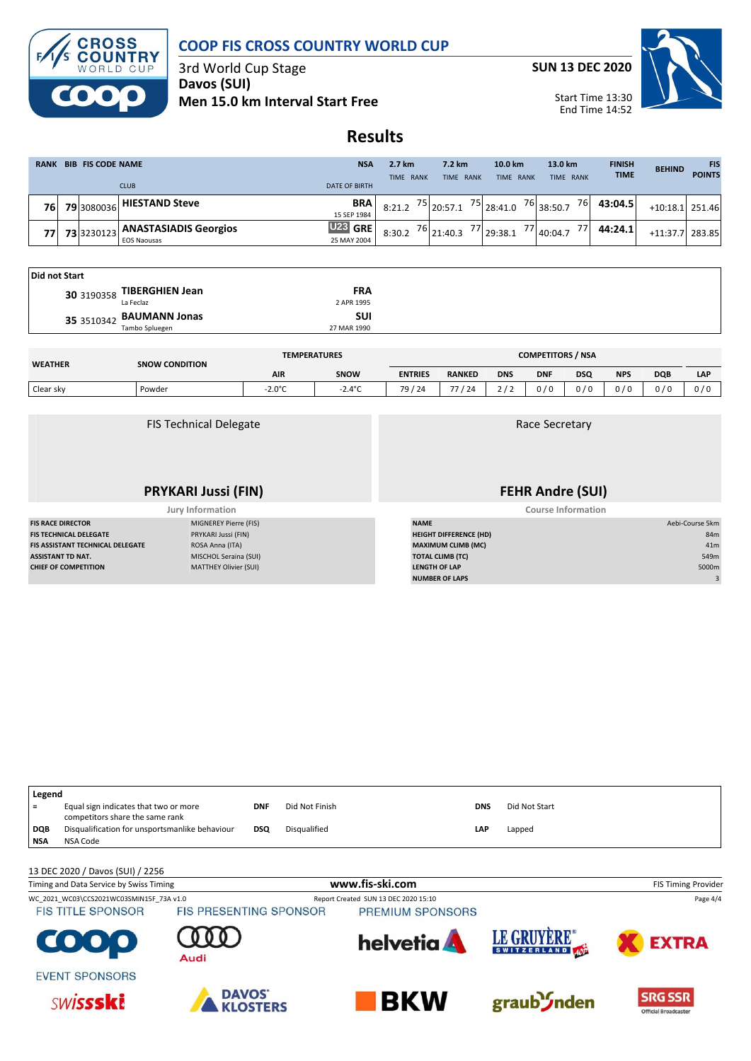# COOP FIS CROSS COUNTRY WORLD CUP

3rd World Cup Stage
**Davos (SUI)**
**Men 15.0 km Interval Start Free**

**SUN 13 DEC 2020**
Start Time 13:30
End Time 14:52

## Results

| RANK | BIB | FIS CODE | NAME / CLUB | NSA / DATE OF BIRTH | 2.7 km TIME | RANK | 7.2 km TIME | RANK | 10.0 km TIME | RANK | 13.0 km TIME | RANK | FINISH TIME | BEHIND | FIS POINTS |
|---|---|---|---|---|---|---|---|---|---|---|---|---|---|---|---|
| 76 | 79 | 3080036 | **HIESTAND Steve** | **BRA** 15 SEP 1984 | 8:21.2 | 75 | 20:57.1 | 75 | 28:41.0 | 76 | 38:50.7 | 76 | **43:04.5** | +10:18.1 | 251.46 |
| 77 | 73 | 3230123 | **ANASTASIADIS Georgios** EOS Naousas | U23 **GRE** 25 MAY 2004 | 8:30.2 | 76 | 21:40.3 | 77 | 29:38.1 | 77 | 40:04.7 | 77 | **44:24.1** | +11:37.7 | 283.85 |

**Did not Start**

| BIB | FIS CODE | NAME / CLUB | NSA / DATE OF BIRTH |
|---|---|---|---|
| 30 | 3190358 | **TIBERGHIEN Jean** La Feclaz | **FRA** 2 APR 1995 |
| 35 | 3510342 | **BAUMANN Jonas** Tambo Spluegen | **SUI** 27 MAR 1990 |

| WEATHER | SNOW CONDITION | TEMPERATURES AIR | TEMPERATURES SNOW | ENTRIES | RANKED | DNS | DNF | DSQ | NPS | DQB | LAP |
|---|---|---|---|---|---|---|---|---|---|---|---|
| Clear sky | Powder | -2.0°C | -2.4°C | 79 / 24 | 77 / 24 | 2 / 2 | 0 / 0 | 0 / 0 | 0 / 0 | 0 / 0 | 0 / 0 |

FIS Technical Delegate: **PRYKARI Jussi (FIN)**

Race Secretary: **FEHR Andre (SUI)**

**Jury Information**

| | |
|---|---|
| FIS RACE DIRECTOR | MIGNEREY Pierre (FIS) |
| FIS TECHNICAL DELEGATE | PRYKARI Jussi (FIN) |
| FIS ASSISTANT TECHNICAL DELEGATE | ROSA Anna (ITA) |
| ASSISTANT TD NAT. | MISCHOL Seraina (SUI) |
| CHIEF OF COMPETITION | MATTHEY Olivier (SUI) |

**Course Information**

| | |
|---|---|
| NAME | Aebi-Course 5km |
| HEIGHT DIFFERENCE (HD) | 84m |
| MAXIMUM CLIMB (MC) | 41m |
| TOTAL CLIMB (TC) | 549m |
| LENGTH OF LAP | 5000m |
| NUMBER OF LAPS | 3 |

**Legend**

| | | | | | |
|---|---|---|---|---|---|
| = | Equal sign indicates that two or more competitors share the same rank | DNF | Did Not Finish | DNS | Did Not Start |
| DQB | Disqualification for unsportsmanlike behaviour | DSQ | Disqualified | LAP | Lapped |
| NSA | NSA Code | | | | |

13 DEC 2020 / Davos (SUI) / 2256
Timing and Data Service by Swiss Timing — www.fis-ski.com — FIS Timing Provider
WC_2021_WC03\CCS2021WC03SMIN15F_73A v1.0 — Report Created SUN 13 DEC 2020 15:10